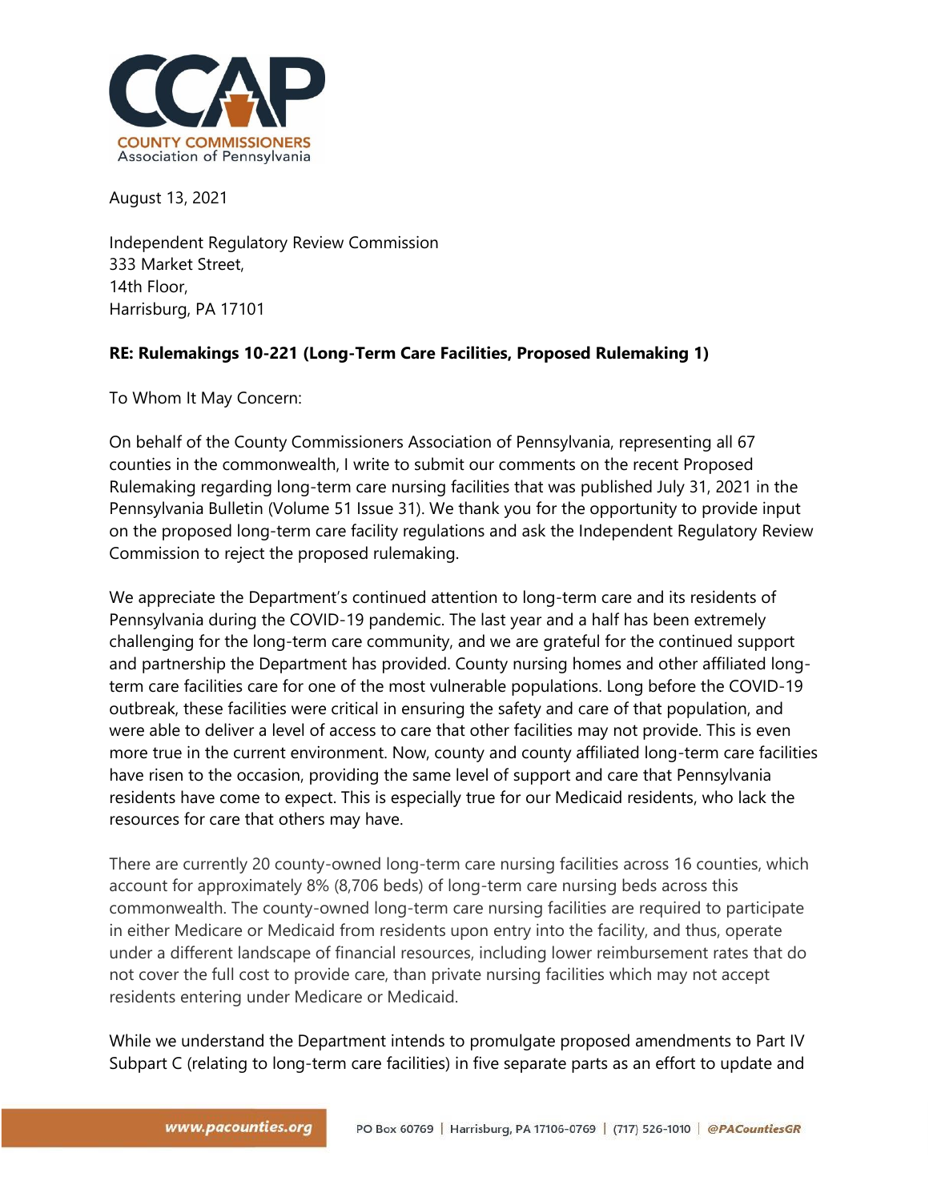COUNTY COMMISSIONERS
Association of Pennsylvania

August 13, 2021

Independent Regulatory Review Commission
333 Market Street,
14th Floor,
Harrisburg, PA 17101

**RE: Rulemakings 10-221 (Long-Term Care Facilities, Proposed Rulemaking 1)**

To Whom It May Concern:

On behalf of the County Commissioners Association of Pennsylvania, representing all 67 counties in the commonwealth, I write to submit our comments on the recent Proposed Rulemaking regarding long-term care nursing facilities that was published July 31, 2021 in the Pennsylvania Bulletin (Volume 51 Issue 31). We thank you for the opportunity to provide input on the proposed long-term care facility regulations and ask the Independent Regulatory Review Commission to reject the proposed rulemaking.

We appreciate the Department's continued attention to long-term care and its residents of Pennsylvania during the COVID-19 pandemic. The last year and a half has been extremely challenging for the long-term care community, and we are grateful for the continued support and partnership the Department has provided. County nursing homes and other affiliated long-term care facilities care for one of the most vulnerable populations. Long before the COVID-19 outbreak, these facilities were critical in ensuring the safety and care of that population, and were able to deliver a level of access to care that other facilities may not provide. This is even more true in the current environment. Now, county and county affiliated long-term care facilities have risen to the occasion, providing the same level of support and care that Pennsylvania residents have come to expect. This is especially true for our Medicaid residents, who lack the resources for care that others may have.

There are currently 20 county-owned long-term care nursing facilities across 16 counties, which account for approximately 8% (8,706 beds) of long-term care nursing beds across this commonwealth. The county-owned long-term care nursing facilities are required to participate in either Medicare or Medicaid from residents upon entry into the facility, and thus, operate under a different landscape of financial resources, including lower reimbursement rates that do not cover the full cost to provide care, than private nursing facilities which may not accept residents entering under Medicare or Medicaid.

While we understand the Department intends to promulgate proposed amendments to Part IV Subpart C (relating to long-term care facilities) in five separate parts as an effort to update and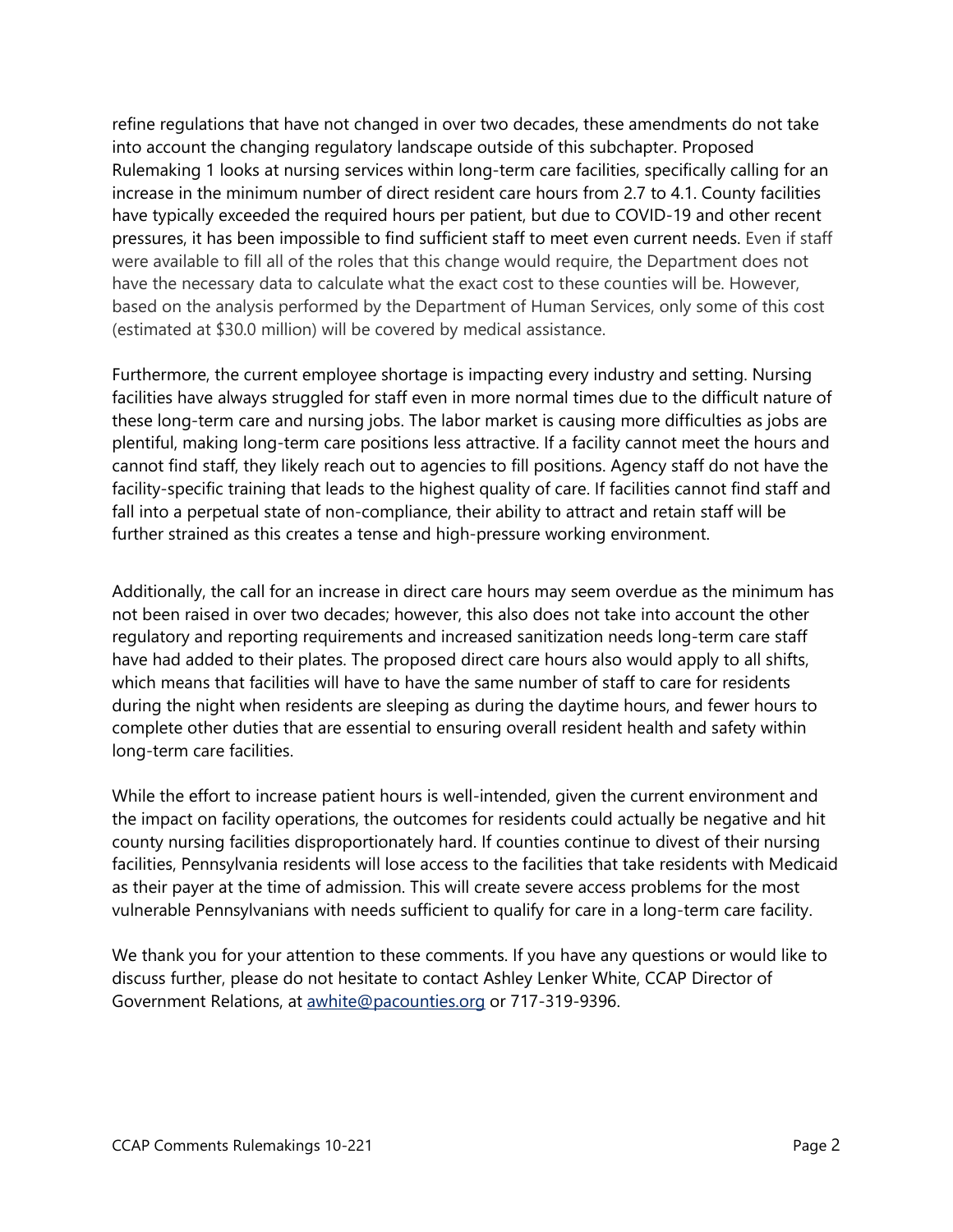refine regulations that have not changed in over two decades, these amendments do not take into account the changing regulatory landscape outside of this subchapter. Proposed Rulemaking 1 looks at nursing services within long-term care facilities, specifically calling for an increase in the minimum number of direct resident care hours from 2.7 to 4.1. County facilities have typically exceeded the required hours per patient, but due to COVID-19 and other recent pressures, it has been impossible to find sufficient staff to meet even current needs. Even if staff were available to fill all of the roles that this change would require, the Department does not have the necessary data to calculate what the exact cost to these counties will be. However, based on the analysis performed by the Department of Human Services, only some of this cost (estimated at $30.0 million) will be covered by medical assistance.

Furthermore, the current employee shortage is impacting every industry and setting. Nursing facilities have always struggled for staff even in more normal times due to the difficult nature of these long-term care and nursing jobs. The labor market is causing more difficulties as jobs are plentiful, making long-term care positions less attractive. If a facility cannot meet the hours and cannot find staff, they likely reach out to agencies to fill positions. Agency staff do not have the facility-specific training that leads to the highest quality of care. If facilities cannot find staff and fall into a perpetual state of non-compliance, their ability to attract and retain staff will be further strained as this creates a tense and high-pressure working environment.

Additionally, the call for an increase in direct care hours may seem overdue as the minimum has not been raised in over two decades; however, this also does not take into account the other regulatory and reporting requirements and increased sanitization needs long-term care staff have had added to their plates. The proposed direct care hours also would apply to all shifts, which means that facilities will have to have the same number of staff to care for residents during the night when residents are sleeping as during the daytime hours, and fewer hours to complete other duties that are essential to ensuring overall resident health and safety within long-term care facilities.

While the effort to increase patient hours is well-intended, given the current environment and the impact on facility operations, the outcomes for residents could actually be negative and hit county nursing facilities disproportionately hard. If counties continue to divest of their nursing facilities, Pennsylvania residents will lose access to the facilities that take residents with Medicaid as their payer at the time of admission. This will create severe access problems for the most vulnerable Pennsylvanians with needs sufficient to qualify for care in a long-term care facility.

We thank you for your attention to these comments. If you have any questions or would like to discuss further, please do not hesitate to contact Ashley Lenker White, CCAP Director of Government Relations, at [awhite@pacounties.org](mailto:awhite@pacounties.org) or 717-319-9396.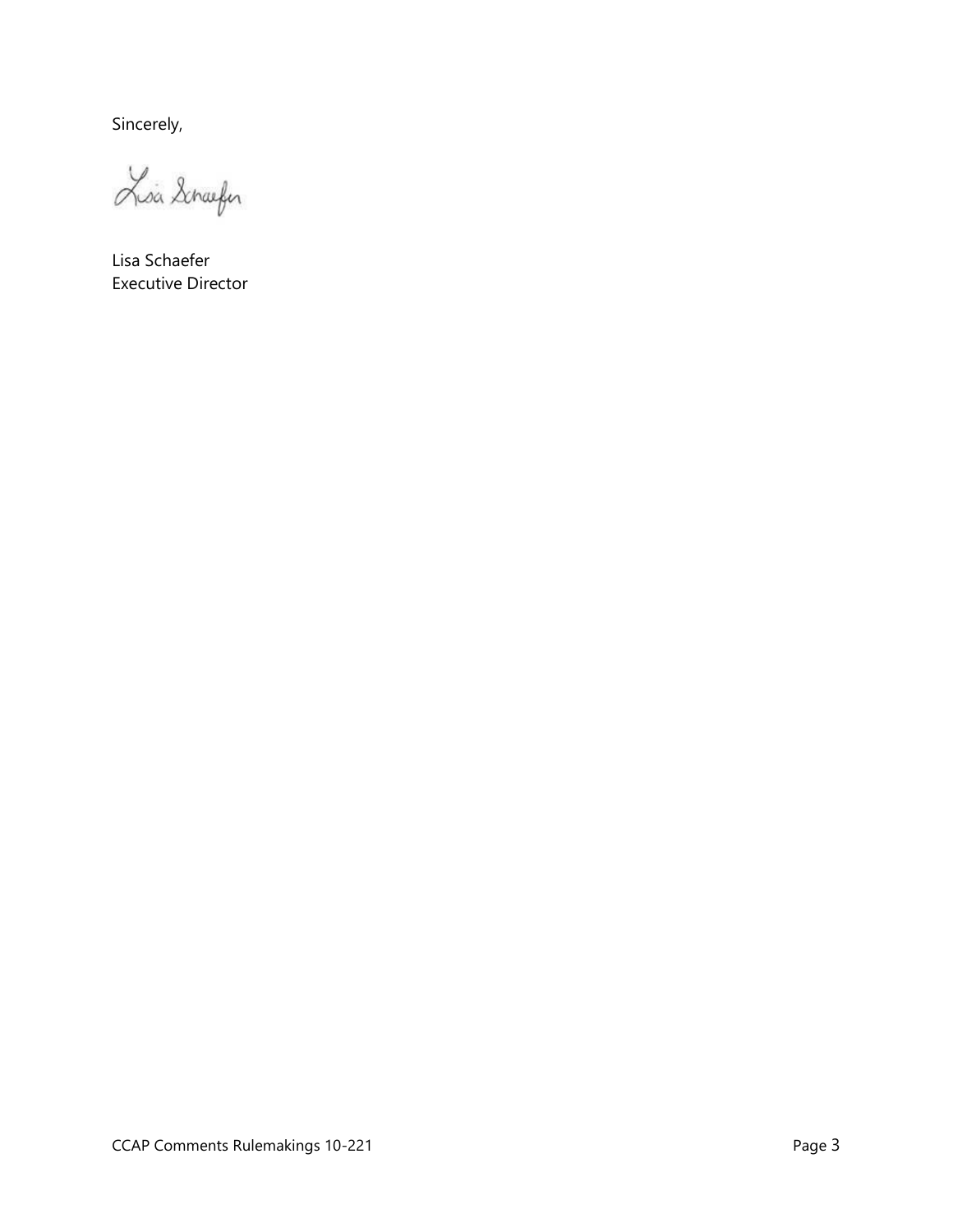Sincerely,

Lisa Schaefer
Executive Director